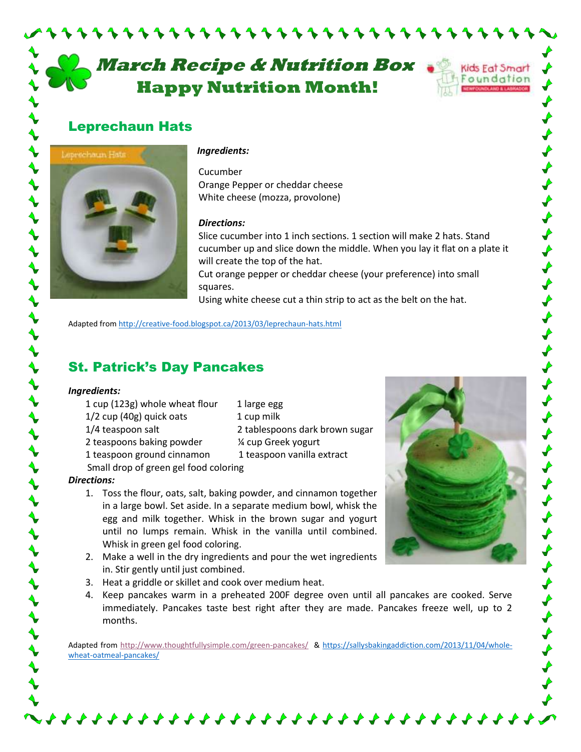# March Recipe & Nutrition Box
# Happy Nutrition Month!

Kids Eat Smart Foundation
NEWFOUNDLAND & LABRADOR

## Leprechaun Hats

***Ingredients:***

Cucumber
Orange Pepper or cheddar cheese
White cheese (mozza, provolone)

***Directions:***

Slice cucumber into 1 inch sections. 1 section will make 2 hats. Stand cucumber up and slice down the middle. When you lay it flat on a plate it will create the top of the hat.
Cut orange pepper or cheddar cheese (your preference) into small squares.
Using white cheese cut a thin strip to act as the belt on the hat.

Adapted from http://creative-food.blogspot.ca/2013/03/leprechaun-hats.html

## St. Patrick's Day Pancakes

***Ingredients:***

- 1 cup (123g) whole wheat flour
- 1/2 cup (40g) quick oats
- 1/4 teaspoon salt
- 2 teaspoons baking powder
- 1 teaspoon ground cinnamon
- 1 large egg
- 1 cup milk
- 2 tablespoons dark brown sugar
- ¼ cup Greek yogurt
- 1 teaspoon vanilla extract
- Small drop of green gel food coloring

***Directions:***

1. Toss the flour, oats, salt, baking powder, and cinnamon together in a large bowl. Set aside. In a separate medium bowl, whisk the egg and milk together. Whisk in the brown sugar and yogurt until no lumps remain. Whisk in the vanilla until combined. Whisk in green gel food coloring.
2. Make a well in the dry ingredients and pour the wet ingredients in. Stir gently until just combined.
3. Heat a griddle or skillet and cook over medium heat.
4. Keep pancakes warm in a preheated 200F degree oven until all pancakes are cooked. Serve immediately. Pancakes taste best right after they are made. Pancakes freeze well, up to 2 months.

Adapted from http://www.thoughtfullysimple.com/green-pancakes/ & https://sallysbakingaddiction.com/2013/11/04/whole-wheat-oatmeal-pancakes/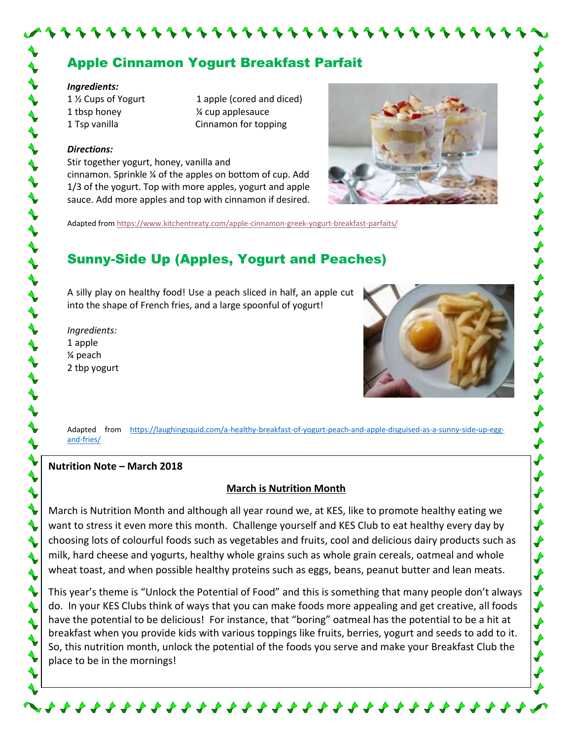## Apple Cinnamon Yogurt Breakfast Parfait

***Ingredients:***

1 ½ Cups of Yogurt
1 tbsp honey
1 Tsp vanilla
1 apple (cored and diced)
¼ cup applesauce
Cinnamon for topping

***Directions:***

Stir together yogurt, honey, vanilla and cinnamon. Sprinkle ¼ of the apples on bottom of cup. Add 1/3 of the yogurt. Top with more apples, yogurt and apple sauce. Add more apples and top with cinnamon if desired.

Adapted from https://www.kitchentreaty.com/apple-cinnamon-greek-yogurt-breakfast-parfaits/

## Sunny-Side Up (Apples, Yogurt and Peaches)

A silly play on healthy food! Use a peach sliced in half, an apple cut into the shape of French fries, and a large spoonful of yogurt!

*Ingredients:*

1 apple
¼ peach
2 tbp yogurt

Adapted from https://laughingsquid.com/a-healthy-breakfast-of-yogurt-peach-and-apple-disguised-as-a-sunny-side-up-egg-and-fries/

**Nutrition Note – March 2018**

**March is Nutrition Month**

March is Nutrition Month and although all year round we, at KES, like to promote healthy eating we want to stress it even more this month. Challenge yourself and KES Club to eat healthy every day by choosing lots of colourful foods such as vegetables and fruits, cool and delicious dairy products such as milk, hard cheese and yogurts, healthy whole grains such as whole grain cereals, oatmeal and whole wheat toast, and when possible healthy proteins such as eggs, beans, peanut butter and lean meats.

This year's theme is "Unlock the Potential of Food" and this is something that many people don't always do. In your KES Clubs think of ways that you can make foods more appealing and get creative, all foods have the potential to be delicious! For instance, that "boring" oatmeal has the potential to be a hit at breakfast when you provide kids with various toppings like fruits, berries, yogurt and seeds to add to it. So, this nutrition month, unlock the potential of the foods you serve and make your Breakfast Club the place to be in the mornings!